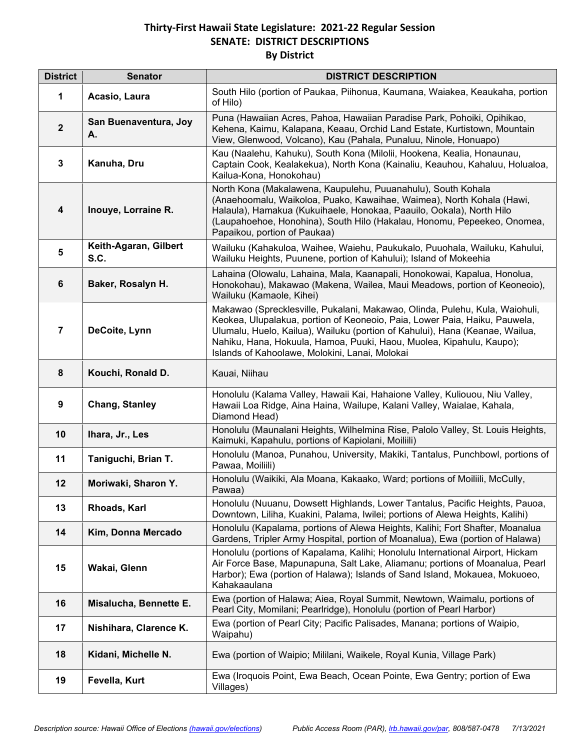# Thirty-First Hawaii State Legislature: 2021-22 Regular Session
## SENATE: DISTRICT DESCRIPTIONS
### By District

| District | Senator | DISTRICT DESCRIPTION |
|---|---|---|
| 1 | Acasio, Laura | South Hilo (portion of Paukaa, Piihonua, Kaumana, Waiakea, Keaukaha, portion of Hilo) |
| 2 | San Buenaventura, Joy A. | Puna (Hawaiian Acres, Pahoa, Hawaiian Paradise Park, Pohoiki, Opihikao, Kehena, Kaimu, Kalapana, Keaau, Orchid Land Estate, Kurtistown, Mountain View, Glenwood, Volcano), Kau (Pahala, Punaluu, Ninole, Honuapo) |
| 3 | Kanuha, Dru | Kau (Naalehu, Kahuku), South Kona (Milolii, Hookena, Kealia, Honaunau, Captain Cook, Kealakekua), North Kona (Kainaliu, Keauhou, Kahaluu, Holualoa, Kailua-Kona, Honokohau) |
| 4 | Inouye, Lorraine R. | North Kona (Makalawena, Kaupulehu, Puuanahulu), South Kohala (Anaehoomalu, Waikoloa, Puako, Kawaihae, Waimea), North Kohala (Hawi, Halaula), Hamakua (Kukuihaele, Honokaa, Paauilo, Ookala), North Hilo (Laupahoehoe, Honohina), South Hilo (Hakalau, Honomu, Pepeekeo, Onomea, Papaikou, portion of Paukaa) |
| 5 | Keith-Agaran, Gilbert S.C. | Wailuku (Kahakuloa, Waihee, Waiehu, Paukukalo, Puuohala, Wailuku, Kahului, Wailuku Heights, Puunene, portion of Kahului); Island of Mokeehia |
| 6 | Baker, Rosalyn H. | Lahaina (Olowalu, Lahaina, Mala, Kaanapali, Honokowai, Kapalua, Honolua, Honokohau), Makawao (Makena, Wailea, Maui Meadows, portion of Keoneoio), Wailuku (Kamaole, Kihei) |
| 7 | DeCoite, Lynn | Makawao (Sprecklesville, Pukalani, Makawao, Olinda, Pulehu, Kula, Waiohuli, Keokea, Ulupalakua, portion of Keoneoio, Paia, Lower Paia, Haiku, Pauwela, Ulumalu, Huelo, Kailua), Wailuku (portion of Kahului), Hana (Keanae, Wailua, Nahiku, Hana, Hokuula, Hamoa, Puuki, Haou, Muolea, Kipahulu, Kaupo); Islands of Kahoolawe, Molokini, Lanai, Molokai |
| 8 | Kouchi, Ronald D. | Kauai, Niihau |
| 9 | Chang, Stanley | Honolulu (Kalama Valley, Hawaii Kai, Hahaione Valley, Kuliouou, Niu Valley, Hawaii Loa Ridge, Aina Haina, Wailupe, Kalani Valley, Waialae, Kahala, Diamond Head) |
| 10 | Ihara, Jr., Les | Honolulu (Maunalani Heights, Wilhelmina Rise, Palolo Valley, St. Louis Heights, Kaimuki, Kapahulu, portions of Kapiolani, Moiliili) |
| 11 | Taniguchi, Brian T. | Honolulu (Manoa, Punahou, University, Makiki, Tantalus, Punchbowl, portions of Pawaa, Moiliili) |
| 12 | Moriwaki, Sharon Y. | Honolulu (Waikiki, Ala Moana, Kakaako, Ward; portions of Moiliili, McCully, Pawaa) |
| 13 | Rhoads, Karl | Honolulu (Nuuanu, Dowsett Highlands, Lower Tantalus, Pacific Heights, Pauoa, Downtown, Liliha, Kuakini, Palama, Iwilei; portions of Alewa Heights, Kalihi) |
| 14 | Kim, Donna Mercado | Honolulu (Kapalama, portions of Alewa Heights, Kalihi; Fort Shafter, Moanalua Gardens, Tripler Army Hospital, portion of Moanalua), Ewa (portion of Halawa) |
| 15 | Wakai, Glenn | Honolulu (portions of Kapalama, Kalihi; Honolulu International Airport, Hickam Air Force Base, Mapunapuna, Salt Lake, Aliamanu; portions of Moanalua, Pearl Harbor); Ewa (portion of Halawa); Islands of Sand Island, Mokauea, Mokuoeo, Kahakaaulana |
| 16 | Misalucha, Bennette E. | Ewa (portion of Halawa; Aiea, Royal Summit, Newtown, Waimalu, portions of Pearl City, Momilani; Pearlridge), Honolulu (portion of Pearl Harbor) |
| 17 | Nishihara, Clarence K. | Ewa (portion of Pearl City; Pacific Palisades, Manana; portions of Waipio, Waipahu) |
| 18 | Kidani, Michelle N. | Ewa (portion of Waipio; Mililani, Waikele, Royal Kunia, Village Park) |
| 19 | Fevella, Kurt | Ewa (Iroquois Point, Ewa Beach, Ocean Pointe, Ewa Gentry; portion of Ewa Villages) |

*Description source: Hawaii Office of Elections ([hawaii.gov/elections](hawaii.gov/elections))* *Public Access Room (PAR), [lrb.hawaii.gov/par](lrb.hawaii.gov/par), 808/587-0478 7/13/2021*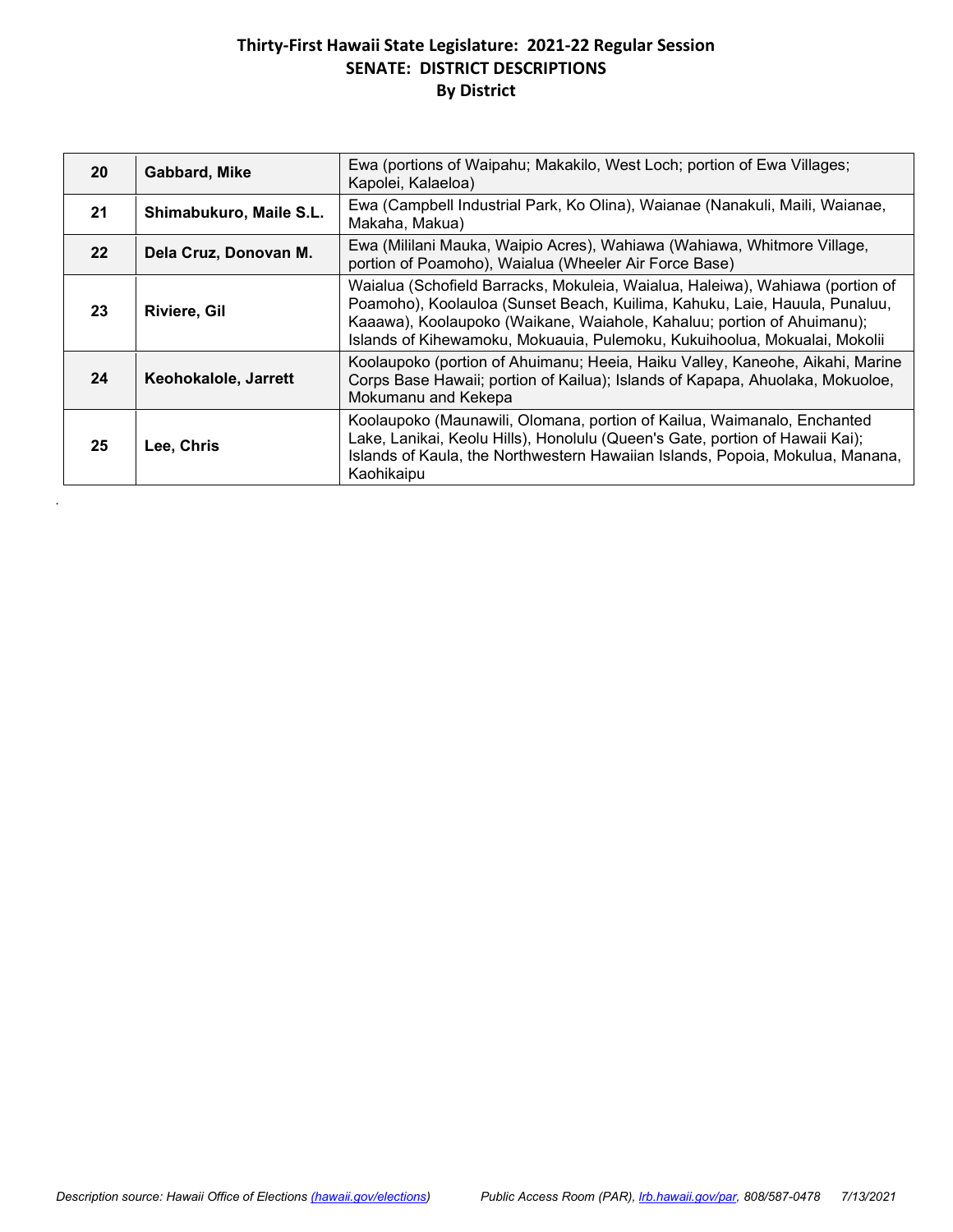# Thirty-First Hawaii State Legislature: 2021-22 Regular Session
## SENATE: DISTRICT DESCRIPTIONS
### By District

| | | |
|---|---|---|
| **20** | **Gabbard, Mike** | Ewa (portions of Waipahu; Makakilo, West Loch; portion of Ewa Villages; Kapolei, Kalaeloa) |
| **21** | **Shimabukuro, Maile S.L.** | Ewa (Campbell Industrial Park, Ko Olina), Waianae (Nanakuli, Maili, Waianae, Makaha, Makua) |
| **22** | **Dela Cruz, Donovan M.** | Ewa (Mililani Mauka, Waipio Acres), Wahiawa (Wahiawa, Whitmore Village, portion of Poamoho), Waialua (Wheeler Air Force Base) |
| **23** | **Riviere, Gil** | Waialua (Schofield Barracks, Mokuleia, Waialua, Haleiwa), Wahiawa (portion of Poamoho), Koolauloa (Sunset Beach, Kuilima, Kahuku, Laie, Hauula, Punaluu, Kaaawa), Koolaupoko (Waikane, Waiahole, Kahaluu; portion of Ahuimanu); Islands of Kihewamoku, Mokuauia, Pulemoku, Kukuihoolua, Mokualai, Mokolii |
| **24** | **Keohokalole, Jarrett** | Koolaupoko (portion of Ahuimanu; Heeia, Haiku Valley, Kaneohe, Aikahi, Marine Corps Base Hawaii; portion of Kailua); Islands of Kapapa, Ahuolaka, Mokuoloe, Mokumanu and Kekepa |
| **25** | **Lee, Chris** | Koolaupoko (Maunawili, Olomana, portion of Kailua, Waimanalo, Enchanted Lake, Lanikai, Keolu Hills), Honolulu (Queen's Gate, portion of Hawaii Kai); Islands of Kaula, the Northwestern Hawaiian Islands, Popoia, Mokulua, Manana, Kaohikaipu |

.

*Description source: Hawaii Office of Elections (hawaii.gov/elections)* *Public Access Room (PAR), lrb.hawaii.gov/par, 808/587-0478* *7/13/2021*